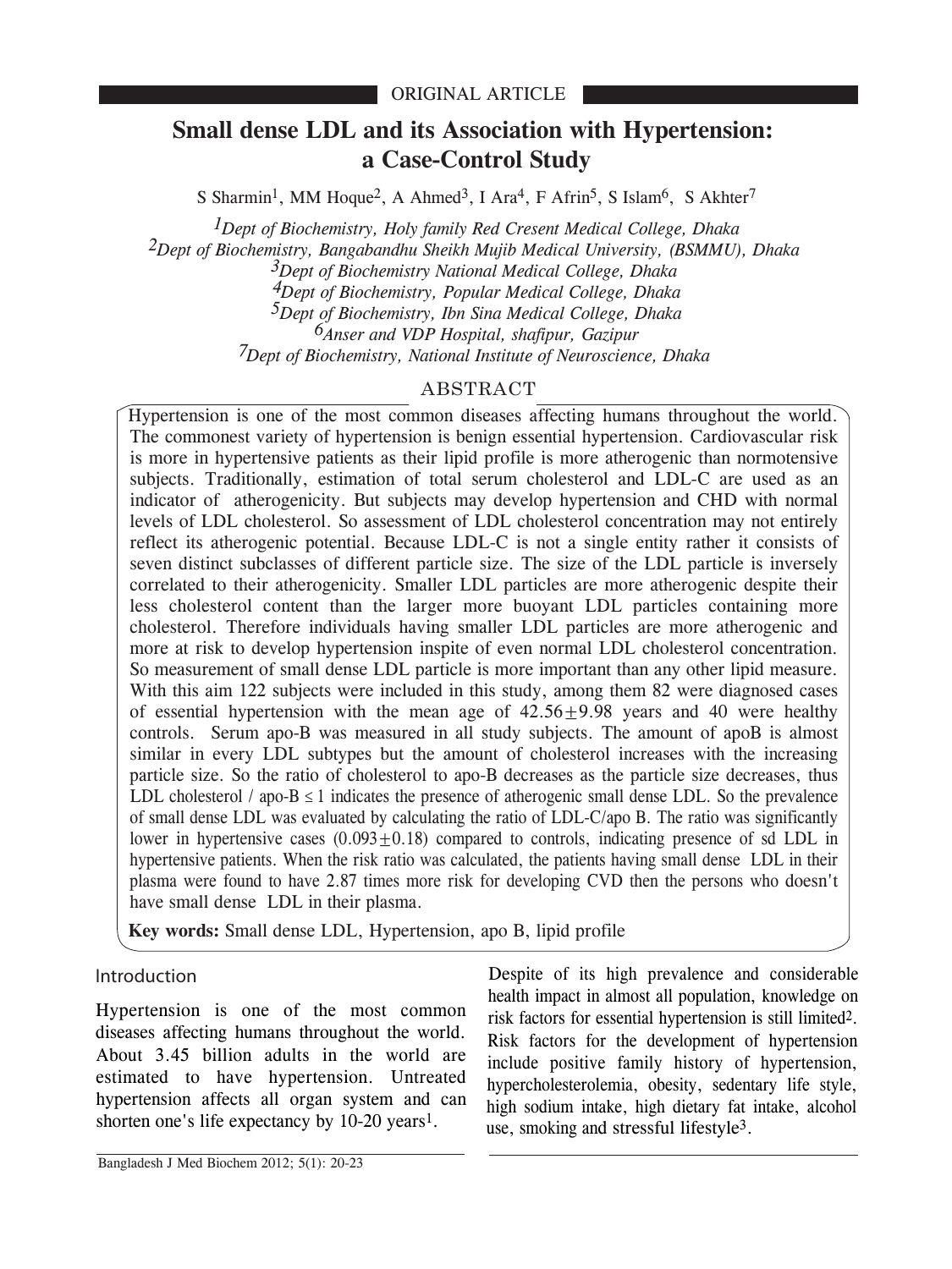ORIGINAL ARTICLE

# Small dense LDL and its Association with Hypertension: a Case-Control Study

S Sharmin[1], MM Hoque[2], A Ahmed[3], I Ara[4], F Afrin[5], S Islam[6], S Akhter[7]

*[1]Dept of Biochemistry, Holy family Red Cresent Medical College, Dhaka*
*[2]Dept of Biochemistry, Bangabandhu Sheikh Mujib Medical University, (BSMMU), Dhaka*
*[3]Dept of Biochemistry National Medical College, Dhaka*
*[4]Dept of Biochemistry, Popular Medical College, Dhaka*
*[5]Dept of Biochemistry, Ibn Sina Medical College, Dhaka*
*[6]Anser and VDP Hospital, shafipur, Gazipur*
*[7]Dept of Biochemistry, National Institute of Neuroscience, Dhaka*

## ABSTRACT

Hypertension is one of the most common diseases affecting humans throughout the world. The commonest variety of hypertension is benign essential hypertension. Cardiovascular risk is more in hypertensive patients as their lipid profile is more atherogenic than normotensive subjects. Traditionally, estimation of total serum cholesterol and LDL-C are used as an indicator of atherogenicity. But subjects may develop hypertension and CHD with normal levels of LDL cholesterol. So assessment of LDL cholesterol concentration may not entirely reflect its atherogenic potential. Because LDL-C is not a single entity rather it consists of seven distinct subclasses of different particle size. The size of the LDL particle is inversely correlated to their atherogenicity. Smaller LDL particles are more atherogenic despite their less cholesterol content than the larger more buoyant LDL particles containing more cholesterol. Therefore individuals having smaller LDL particles are more atherogenic and more at risk to develop hypertension inspite of even normal LDL cholesterol concentration. So measurement of small dense LDL particle is more important than any other lipid measure. With this aim 122 subjects were included in this study, among them 82 were diagnosed cases of essential hypertension with the mean age of $42.56 \pm 9.98$ years and 40 were healthy controls. Serum apo-B was measured in all study subjects. The amount of apoB is almost similar in every LDL subtypes but the amount of cholesterol increases with the increasing particle size. So the ratio of cholesterol to apo-B decreases as the particle size decreases, thus LDL cholesterol / apo-B $\leq 1$ indicates the presence of atherogenic small dense LDL. So the prevalence of small dense LDL was evaluated by calculating the ratio of LDL-C/apo B. The ratio was significantly lower in hypertensive cases $(0.093 \pm 0.18)$ compared to controls, indicating presence of sd LDL in hypertensive patients. When the risk ratio was calculated, the patients having small dense LDL in their plasma were found to have 2.87 times more risk for developing CVD then the persons who doesn't have small dense LDL in their plasma.

**Key words:** Small dense LDL, Hypertension, apo B, lipid profile

## Introduction

Hypertension is one of the most common diseases affecting humans throughout the world. About 3.45 billion adults in the world are estimated to have hypertension. Untreated hypertension affects all organ system and can shorten one's life expectancy by 10-20 years[1].

Despite of its high prevalence and considerable health impact in almost all population, knowledge on risk factors for essential hypertension is still limited[2]. Risk factors for the development of hypertension include positive family history of hypertension, hypercholesterolemia, obesity, sedentary life style, high sodium intake, high dietary fat intake, alcohol use, smoking and stressful lifestyle[3].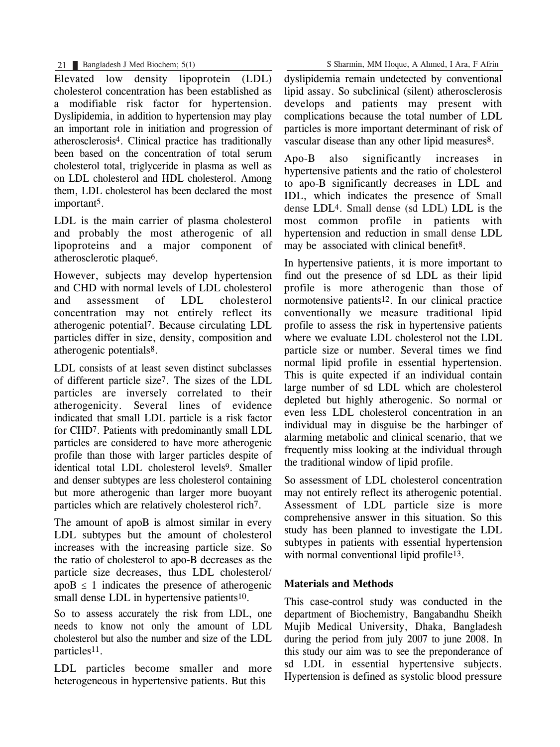Elevated low density lipoprotein (LDL) cholesterol concentration has been established as a modifiable risk factor for hypertension. Dyslipidemia, in addition to hypertension may play an important role in initiation and progression of atherosclerosis[4]. Clinical practice has traditionally been based on the concentration of total serum cholesterol total, triglyceride in plasma as well as on LDL cholesterol and HDL cholesterol. Among them, LDL cholesterol has been declared the most important[5].

LDL is the main carrier of plasma cholesterol and probably the most atherogenic of all lipoproteins and a major component of atherosclerotic plaque[6].

However, subjects may develop hypertension and CHD with normal levels of LDL cholesterol and assessment of LDL cholesterol concentration may not entirely reflect its atherogenic potential[7]. Because circulating LDL particles differ in size, density, composition and atherogenic potentials[8].

LDL consists of at least seven distinct subclasses of different particle size[7]. The sizes of the LDL particles are inversely correlated to their atherogenicity. Several lines of evidence indicated that small LDL particle is a risk factor for CHD[7]. Patients with predominantly small LDL particles are considered to have more atherogenic profile than those with larger particles despite of identical total LDL cholesterol levels[9]. Smaller and denser subtypes are less cholesterol containing but more atherogenic than larger more buoyant particles which are relatively cholesterol rich[7].

The amount of apoB is almost similar in every LDL subtypes but the amount of cholesterol increases with the increasing particle size. So the ratio of cholesterol to apo-B decreases as the particle size decreases, thus LDL cholesterol/ apoB $\leq 1$ indicates the presence of atherogenic small dense LDL in hypertensive patients[10].

So to assess accurately the risk from LDL, one needs to know not only the amount of LDL cholesterol but also the number and size of the LDL particles[11].

LDL particles become smaller and more heterogeneous in hypertensive patients. But this dyslipidemia remain undetected by conventional lipid assay. So subclinical (silent) atherosclerosis develops and patients may present with complications because the total number of LDL particles is more important determinant of risk of vascular disease than any other lipid measures[8].

Apo-B also significantly increases in hypertensive patients and the ratio of cholesterol to apo-B significantly decreases in LDL and IDL, which indicates the presence of Small dense LDL[4]. Small dense (sd LDL) LDL is the most common profile in patients with hypertension and reduction in small dense LDL may be associated with clinical benefit[8].

In hypertensive patients, it is more important to find out the presence of sd LDL as their lipid profile is more atherogenic than those of normotensive patients[12]. In our clinical practice conventionally we measure traditional lipid profile to assess the risk in hypertensive patients where we evaluate LDL cholesterol not the LDL particle size or number. Several times we find normal lipid profile in essential hypertension. This is quite expected if an individual contain large number of sd LDL which are cholesterol depleted but highly atherogenic. So normal or even less LDL cholesterol concentration in an individual may in disguise be the harbinger of alarming metabolic and clinical scenario, that we frequently miss looking at the individual through the traditional window of lipid profile.

So assessment of LDL cholesterol concentration may not entirely reflect its atherogenic potential. Assessment of LDL particle size is more comprehensive answer in this situation. So this study has been planned to investigate the LDL subtypes in patients with essential hypertension with normal conventional lipid profile[13].

## Materials and Methods

This case-control study was conducted in the department of Biochemistry, Bangabandhu Sheikh Mujib Medical University, Dhaka, Bangladesh during the period from july 2007 to june 2008. In this study our aim was to see the preponderance of sd LDL in essential hypertensive subjects. Hypertension is defined as systolic blood pressure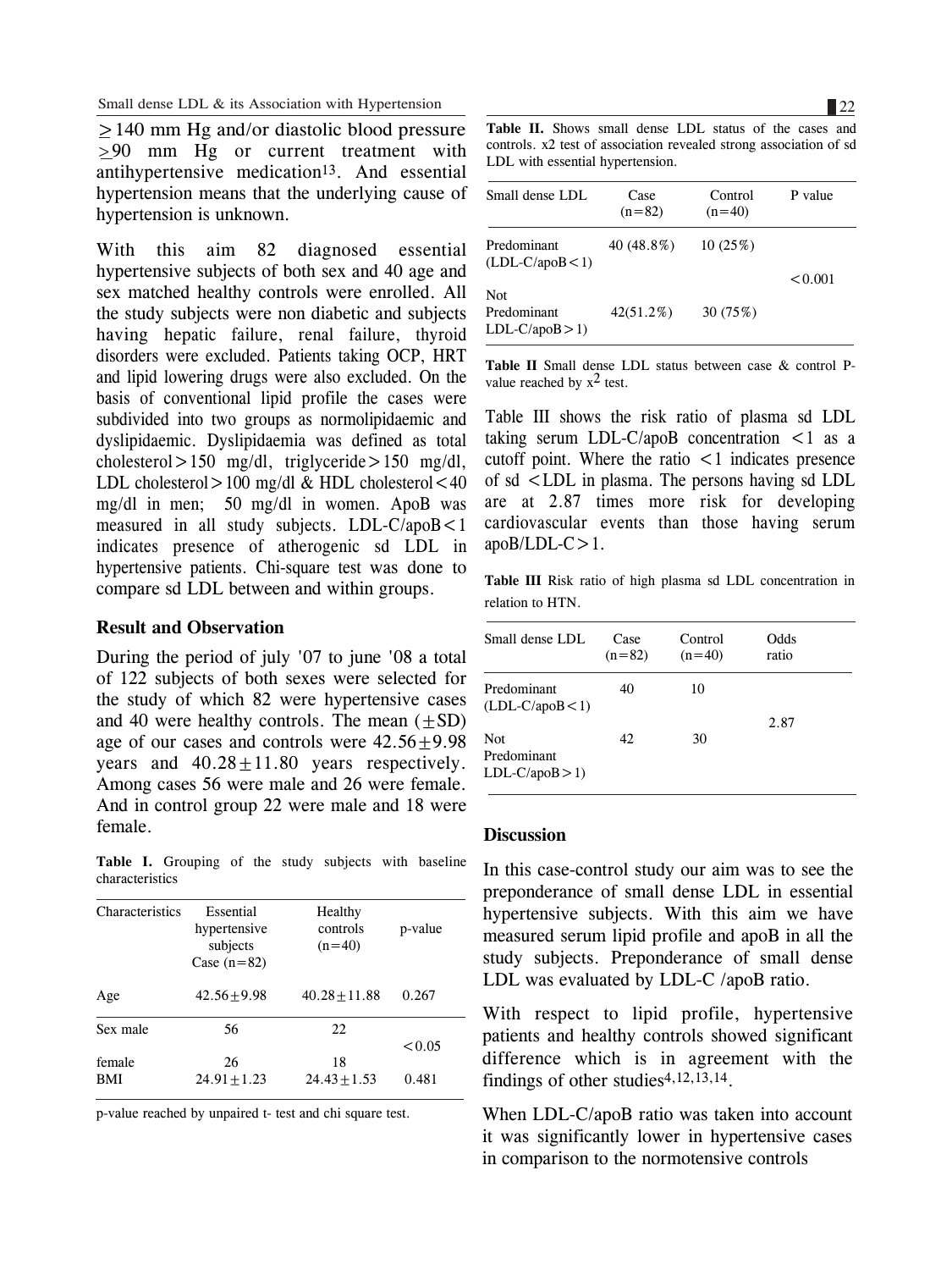$\geq$140 mm Hg and/or diastolic blood pressure $\geq$90 mm Hg or current treatment with antihypertensive medication[13]. And essential hypertension means that the underlying cause of hypertension is unknown.

With this aim 82 diagnosed essential hypertensive subjects of both sex and 40 age and sex matched healthy controls were enrolled. All the study subjects were non diabetic and subjects having hepatic failure, renal failure, thyroid disorders were excluded. Patients taking OCP, HRT and lipid lowering drugs were also excluded. On the basis of conventional lipid profile the cases were subdivided into two groups as normolipidaemic and dyslipidaemic. Dyslipidaemia was defined as total cholesterol>150 mg/dl, triglyceride>150 mg/dl, LDL cholesterol>100 mg/dl & HDL cholesterol<40 mg/dl in men; 50 mg/dl in women. ApoB was measured in all study subjects. LDL-C/apoB<1 indicates presence of atherogenic sd LDL in hypertensive patients. Chi-square test was done to compare sd LDL between and within groups.

### Result and Observation

During the period of july '07 to june '08 a total of 122 subjects of both sexes were selected for the study of which 82 were hypertensive cases and 40 were healthy controls. The mean (±SD) age of our cases and controls were 42.56±9.98 years and 40.28±11.80 years respectively. Among cases 56 were male and 26 were female. And in control group 22 were male and 18 were female.

**Table I.** Grouping of the study subjects with baseline characteristics

| Characteristics | Essential hypertensive subjects Case (n=82) | Healthy controls (n=40) | p-value |
|---|---|---|---|
| Age | 42.56±9.98 | 40.28±11.88 | 0.267 |
| Sex male | 56 | 22 | <0.05 |
| female | 26 | 18 | |
| BMI | 24.91±1.23 | 24.43±1.53 | 0.481 |

p-value reached by unpaired t- test and chi square test.

**Table II.** Shows small dense LDL status of the cases and controls. x2 test of association revealed strong association of sd LDL with essential hypertension.

| Small dense LDL | Case (n=82) | Control (n=40) | P value |
|---|---|---|---|
| Predominant (LDL-C/apoB<1) | 40 (48.8%) | 10 (25%) | <0.001 |
| Not Predominant LDL-C/apoB>1) | 42(51.2%) | 30 (75%) | |

**Table II** Small dense LDL status between case & control P-value reached by $x^2$ test.

Table III shows the risk ratio of plasma sd LDL taking serum LDL-C/apoB concentration <1 as a cutoff point. Where the ratio <1 indicates presence of sd <LDL in plasma. The persons having sd LDL are at 2.87 times more risk for developing cardiovascular events than those having serum apoB/LDL-C>1.

**Table III** Risk ratio of high plasma sd LDL concentration in relation to HTN.

| Small dense LDL | Case (n=82) | Control (n=40) | Odds ratio |
|---|---|---|---|
| Predominant (LDL-C/apoB<1) | 40 | 10 | 2.87 |
| Not Predominant LDL-C/apoB>1) | 42 | 30 | |

### Discussion

In this case-control study our aim was to see the preponderance of small dense LDL in essential hypertensive subjects. With this aim we have measured serum lipid profile and apoB in all the study subjects. Preponderance of small dense LDL was evaluated by LDL-C /apoB ratio.

With respect to lipid profile, hypertensive patients and healthy controls showed significant difference which is in agreement with the findings of other studies[4,12,13,14].

When LDL-C/apoB ratio was taken into account it was significantly lower in hypertensive cases in comparison to the normotensive controls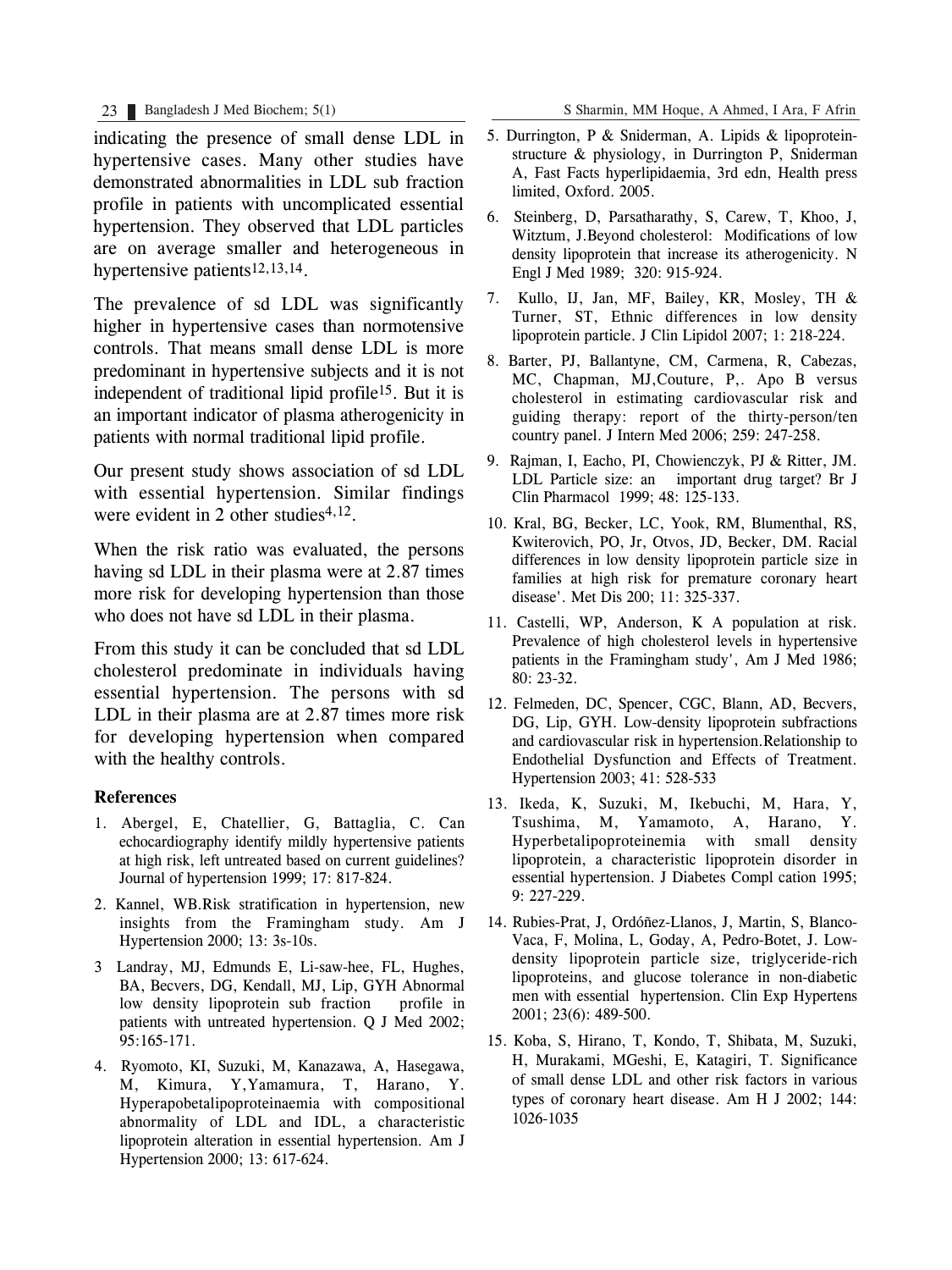indicating the presence of small dense LDL in hypertensive cases. Many other studies have demonstrated abnormalities in LDL sub fraction profile in patients with uncomplicated essential hypertension. They observed that LDL particles are on average smaller and heterogeneous in hypertensive patients[12,13,14].

The prevalence of sd LDL was significantly higher in hypertensive cases than normotensive controls. That means small dense LDL is more predominant in hypertensive subjects and it is not independent of traditional lipid profile[15]. But it is an important indicator of plasma atherogenicity in patients with normal traditional lipid profile.

Our present study shows association of sd LDL with essential hypertension. Similar findings were evident in 2 other studies[4,12].

When the risk ratio was evaluated, the persons having sd LDL in their plasma were at 2.87 times more risk for developing hypertension than those who does not have sd LDL in their plasma.

From this study it can be concluded that sd LDL cholesterol predominate in individuals having essential hypertension. The persons with sd LDL in their plasma are at 2.87 times more risk for developing hypertension when compared with the healthy controls.

### References

1. Abergel, E, Chatellier, G, Battaglia, C. Can echocardiography identify mildly hypertensive patients at high risk, left untreated based on current guidelines? Journal of hypertension 1999; 17: 817-824.
2. Kannel, WB.Risk stratification in hypertension, new insights from the Framingham study. Am J Hypertension 2000; 13: 3s-10s.
3. Landray, MJ, Edmunds E, Li-saw-hee, FL, Hughes, BA, Becvers, DG, Kendall, MJ, Lip, GYH Abnormal low density lipoprotein sub fraction profile in patients with untreated hypertension. Q J Med 2002; 95:165-171.
4. Ryomoto, KI, Suzuki, M, Kanazawa, A, Hasegawa, M, Kimura, Y,Yamamura, T, Harano, Y. Hyperapobetalipoproteinaemia with compositional abnormality of LDL and IDL, a characteristic lipoprotein alteration in essential hypertension. Am J Hypertension 2000; 13: 617-624.
5. Durrington, P & Sniderman, A. Lipids & lipoprotein-structure & physiology, in Durrington P, Sniderman A, Fast Facts hyperlipidaemia, 3rd edn, Health press limited, Oxford. 2005.
6. Steinberg, D, Parsatharathy, S, Carew, T, Khoo, J, Witztum, J.Beyond cholesterol: Modifications of low density lipoprotein that increase its atherogenicity. N Engl J Med 1989; 320: 915-924.
7. Kullo, IJ, Jan, MF, Bailey, KR, Mosley, TH & Turner, ST, Ethnic differences in low density lipoprotein particle. J Clin Lipidol 2007; 1: 218-224.
8. Barter, PJ, Ballantyne, CM, Carmena, R, Cabezas, MC, Chapman, MJ,Couture, P,. Apo B versus cholesterol in estimating cardiovascular risk and guiding therapy: report of the thirty-person/ten country panel. J Intern Med 2006; 259: 247-258.
9. Rajman, I, Eacho, PI, Chowienczyk, PJ & Ritter, JM. LDL Particle size: an important drug target? Br J Clin Pharmacol 1999; 48: 125-133.
10. Kral, BG, Becker, LC, Yook, RM, Blumenthal, RS, Kwiterovich, PO, Jr, Otvos, JD, Becker, DM. Racial differences in low density lipoprotein particle size in families at high risk for premature coronary heart disease'. Met Dis 200; 11: 325-337.
11. Castelli, WP, Anderson, K A population at risk. Prevalence of high cholesterol levels in hypertensive patients in the Framingham study', Am J Med 1986; 80: 23-32.
12. Felmeden, DC, Spencer, CGC, Blann, AD, Becvers, DG, Lip, GYH. Low-density lipoprotein subfractions and cardiovascular risk in hypertension.Relationship to Endothelial Dysfunction and Effects of Treatment. Hypertension 2003; 41: 528-533
13. Ikeda, K, Suzuki, M, Ikebuchi, M, Hara, Y, Tsushima, M, Yamamoto, A, Harano, Y. Hyperbetalipoproteinemia with small density lipoprotein, a characteristic lipoprotein disorder in essential hypertension. J Diabetes Compl cation 1995; 9: 227-229.
14. Rubies-Prat, J, Ordóñez-Llanos, J, Martin, S, Blanco-Vaca, F, Molina, L, Goday, A, Pedro-Botet, J. Low-density lipoprotein particle size, triglyceride-rich lipoproteins, and glucose tolerance in non-diabetic men with essential hypertension. Clin Exp Hypertens 2001; 23(6): 489-500.
15. Koba, S, Hirano, T, Kondo, T, Shibata, M, Suzuki, H, Murakami, MGeshi, E, Katagiri, T. Significance of small dense LDL and other risk factors in various types of coronary heart disease. Am H J 2002; 144: 1026-1035